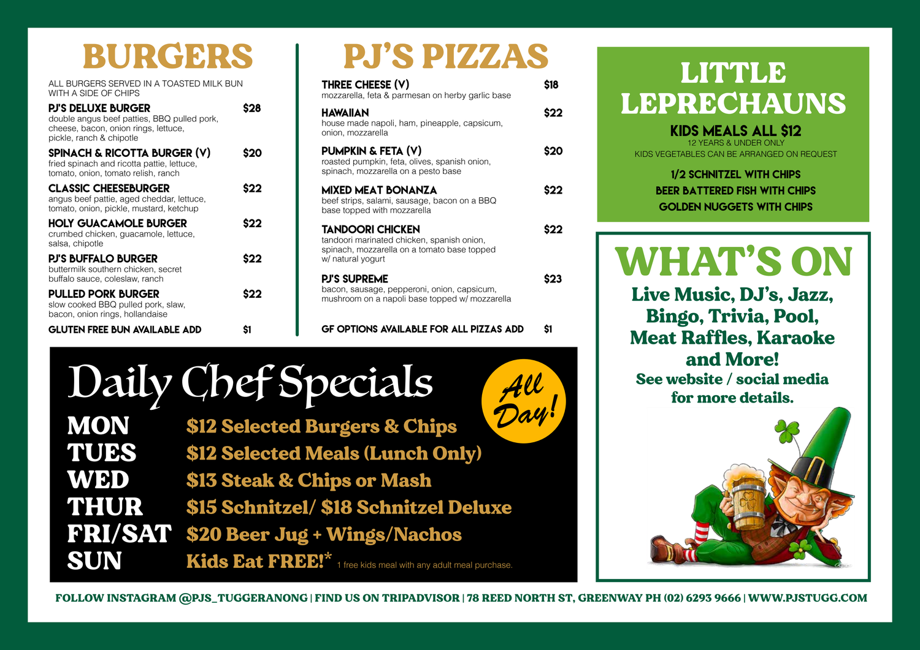# BURGERS

ALL BURGERS SERVED IN A TOASTED MILK BUN WITH A SIDE OF CHIPS

**PJ'S DELUXE BURGER** $28
double angus beef patties, BBQ pulled pork, cheese, bacon, onion rings, lettuce, pickle, ranch & chipotle

**SPINACH & RICOTTA BURGER (V)** $20
fried spinach and ricotta pattie, lettuce, tomato, onion, tomato relish, ranch

**CLASSIC CHEESEBURGER** $22
angus beef pattie, aged cheddar, lettuce, tomato, onion, pickle, mustard, ketchup

**HOLY GUACAMOLE BURGER** $22
crumbed chicken, guacamole, lettuce, salsa, chipotle

**PJ'S BUFFALO BURGER** $22
buttermilk southern chicken, secret buffalo sauce, coleslaw, ranch

**PULLED PORK BURGER** $22
slow cooked BBQ pulled pork, slaw, bacon, onion rings, hollandaise

**GLUTEN FREE BUN AVAILABLE ADD** $1

# PJ'S PIZZAS

**THREE CHEESE (V)** $18
mozzarella, feta & parmesan on herby garlic base

**HAWAIIAN** $22
house made napoli, ham, pineapple, capsicum, onion, mozzarella

**PUMPKIN & FETA (V)** $20
roasted pumpkin, feta, olives, spanish onion, spinach, mozzarella on a pesto base

**MIXED MEAT BONANZA** $22
beef strips, salami, sausage, bacon on a BBQ base topped with mozzarella

**TANDOORI CHICKEN** $22
tandoori marinated chicken, spanish onion, spinach, mozzarella on a tomato base topped w/ natural yogurt

**PJ'S SUPREME** $23
bacon, sausage, pepperoni, onion, capsicum, mushroom on a napoli base topped w/ mozzarella

**GF OPTIONS AVAILABLE FOR ALL PIZZAS ADD** $1

# LITTLE LEPRECHAUNS

**KIDS MEALS ALL $12**

12 YEARS & UNDER ONLY

KIDS VEGETABLES CAN BE ARRANGED ON REQUEST

**1/2 SCHNITZEL WITH CHIPS**
**BEER BATTERED FISH WITH CHIPS**
**GOLDEN NUGGETS WITH CHIPS**

# Daily Chef Specials

*All Day!*

- **MON** $12 Selected Burgers & Chips
- **TUES** $12 Selected Meals (Lunch Only)
- **WED** $13 Steak & Chips or Mash
- **THUR** $15 Schnitzel/ $18 Schnitzel Deluxe
- **FRI/SAT** $20 Beer Jug + Wings/Nachos
- **SUN** Kids Eat FREE!* 1 free kids meal with any adult meal purchase.

# WHAT'S ON

**Live Music, DJ's, Jazz, Bingo, Trivia, Pool, Meat Raffles, Karaoke and More!**

**See website / social media for more details.**

FOLLOW INSTAGRAM @PJS_TUGGERANONG | FIND US ON TRIPADVISOR | 78 REED NORTH ST, GREENWAY PH (02) 6293 9666 | WWW.PJSTUGG.COM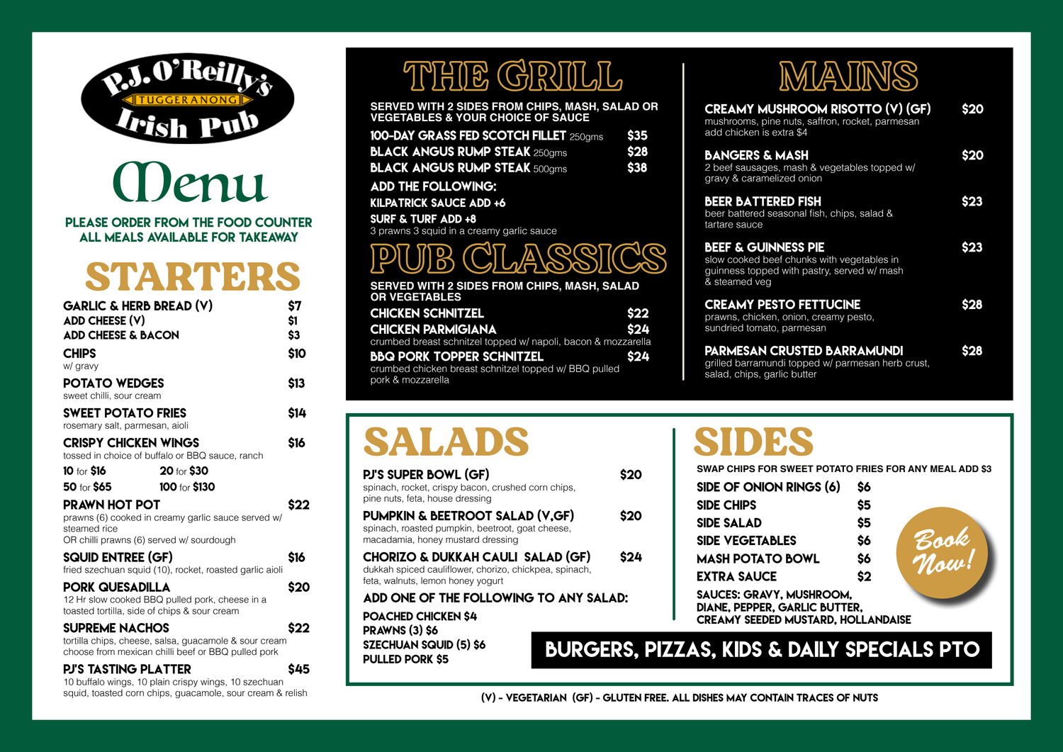# P.J. O'Reilly's Tuggeranong Irish Pub

# Menu

**PLEASE ORDER FROM THE FOOD COUNTER**
**ALL MEALS AVAILABLE FOR TAKEAWAY**

## STARTERS

**GARLIC & HERB BREAD (V)** $7
ADD CHEESE (V) $1
ADD CHEESE & BACON $3

**CHIPS** $10
w/ gravy

**POTATO WEDGES** $13
sweet chilli, sour cream

**SWEET POTATO FRIES** $14
rosemary salt, parmesan, aioli

**CRISPY CHICKEN WINGS** $16
tossed in choice of buffalo or BBQ sauce, ranch
10 for $16 | 20 for $30
50 for $65 | 100 for $130

**PRAWN HOT POT** $22
prawns (6) cooked in creamy garlic sauce served w/ steamed rice
OR chilli prawns (6) served w/ sourdough

**SQUID ENTREE (GF)** $16
fried szechuan squid (10), rocket, roasted garlic aioli

**PORK QUESADILLA** $20
12 Hr slow cooked BBQ pulled pork, cheese in a toasted tortilla, side of chips & sour cream

**SUPREME NACHOS** $22
tortilla chips, cheese, salsa, guacamole & sour cream choose from mexican chilli beef or BBQ pulled pork

**PJ'S TASTING PLATTER** $45
10 buffalo wings, 10 plain crispy wings, 10 szechuan squid, toasted corn chips, guacamole, sour cream & relish

## THE GRILL

SERVED WITH 2 SIDES FROM CHIPS, MASH, SALAD OR VEGETABLES & YOUR CHOICE OF SAUCE

**100-DAY GRASS FED SCOTCH FILLET** 250gms $35
**BLACK ANGUS RUMP STEAK** 250gms $28
**BLACK ANGUS RUMP STEAK** 500gms $38

**ADD THE FOLLOWING:**
**KILPATRICK SAUCE ADD +6**
**SURF & TURF ADD +8**
3 prawns 3 squid in a creamy garlic sauce

## PUB CLASSICS

SERVED WITH 2 SIDES FROM CHIPS, MASH, SALAD OR VEGETABLES

**CHICKEN SCHNITZEL** $22

**CHICKEN PARMIGIANA** $24
crumbed breast schnitzel topped w/ napoli, bacon & mozzarella

**BBQ PORK TOPPER SCHNITZEL** $24
crumbed chicken breast schnitzel topped w/ BBQ pulled pork & mozzarella

## MAINS

**CREAMY MUSHROOM RISOTTO (V) (GF)** $20
mushrooms, pine nuts, saffron, rocket, parmesan
add chicken is extra $4

**BANGERS & MASH** $20
2 beef sausages, mash & vegetables topped w/ gravy & caramelized onion

**BEER BATTERED FISH** $23
beer battered seasonal fish, chips, salad & tartare sauce

**BEEF & GUINNESS PIE** $23
slow cooked beef chunks with vegetables in guinness topped with pastry, served w/ mash & steamed veg

**CREAMY PESTO FETTUCINE** $28
prawns, chicken, onion, creamy pesto, sundried tomato, parmesan

**PARMESAN CRUSTED BARRAMUNDI** $28
grilled barramundi topped w/ parmesan herb crust, salad, chips, garlic butter

## SALADS

**PJ'S SUPER BOWL (GF)** $20
spinach, rocket, crispy bacon, crushed corn chips, pine nuts, feta, house dressing

**PUMPKIN & BEETROOT SALAD (V,GF)** $20
spinach, roasted pumpkin, beetroot, goat cheese, macadamia, honey mustard dressing

**CHORIZO & DUKKAH CAULI SALAD (GF)** $24
dukkah spiced cauliflower, chorizo, chickpea, spinach, feta, walnuts, lemon honey yogurt

**ADD ONE OF THE FOLLOWING TO ANY SALAD:**
POACHED CHICKEN $4
PRAWNS (3) $6
SZECHUAN SQUID (5) $6
PULLED PORK $5

## SIDES

SWAP CHIPS FOR SWEET POTATO FRIES FOR ANY MEAL ADD $3

| | |
|---|---|
| SIDE OF ONION RINGS (6) | $6 |
| SIDE CHIPS | $5 |
| SIDE SALAD | $5 |
| SIDE VEGETABLES | $6 |
| MASH POTATO BOWL | $6 |
| EXTRA SAUCE | $2 |

SAUCES: GRAVY, MUSHROOM, DIANE, PEPPER, GARLIC BUTTER, CREAMY SEEDED MUSTARD, HOLLANDAISE

Book Now!

**BURGERS, PIZZAS, KIDS & DAILY SPECIALS PTO**

(V) - VEGETARIAN (GF) - GLUTEN FREE. ALL DISHES MAY CONTAIN TRACES OF NUTS